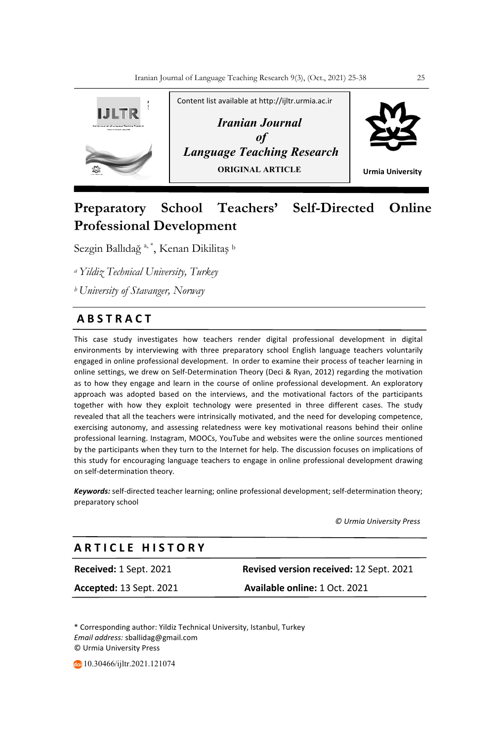Content list available at http://ijltr.urmia.ac.ir

***Iranian Journal of Language Teaching Research***

**ORIGINAL ARTICLE**

Urmia University

# Preparatory School Teachers' Self-Directed Online Professional Development

Sezgin Ballıdağ [a,*], Kenan Dikilitaş [b]

[a] *Yildiz Technical University, Turkey*

[b] *University of Stavanger, Norway*

## ABSTRACT

This case study investigates how teachers render digital professional development in digital environments by interviewing with three preparatory school English language teachers voluntarily engaged in online professional development. In order to examine their process of teacher learning in online settings, we drew on Self-Determination Theory (Deci & Ryan, 2012) regarding the motivation as to how they engage and learn in the course of online professional development. An exploratory approach was adopted based on the interviews, and the motivational factors of the participants together with how they exploit technology were presented in three different cases. The study revealed that all the teachers were intrinsically motivated, and the need for developing competence, exercising autonomy, and assessing relatedness were key motivational reasons behind their online professional learning. Instagram, MOOCs, YouTube and websites were the online sources mentioned by the participants when they turn to the Internet for help. The discussion focuses on implications of this study for encouraging language teachers to engage in online professional development drawing on self-determination theory.

***Keywords:*** self-directed teacher learning; online professional development; self-determination theory; preparatory school

*© Urmia University Press*

## ARTICLE HISTORY

| | |
|---|---|
| **Received:** 1 Sept. 2021 | **Revised version received:** 12 Sept. 2021 |
| **Accepted:** 13 Sept. 2021 | **Available online:** 1 Oct. 2021 |

\* Corresponding author: Yildiz Technical University, Istanbul, Turkey
*Email address:* sballidag@gmail.com
© Urmia University Press

10.30466/ijltr.2021.121074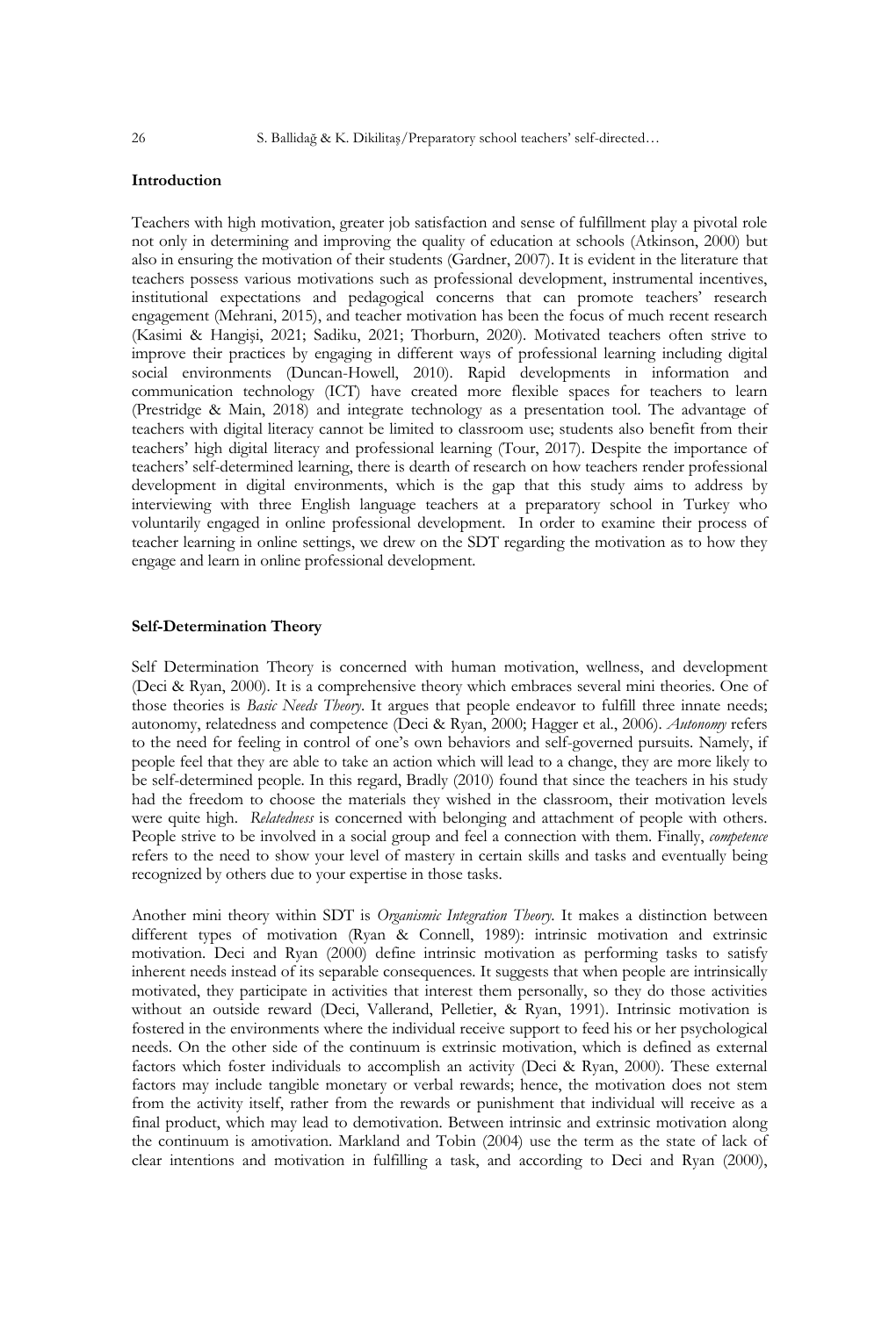## Introduction

Teachers with high motivation, greater job satisfaction and sense of fulfillment play a pivotal role not only in determining and improving the quality of education at schools (Atkinson, 2000) but also in ensuring the motivation of their students (Gardner, 2007). It is evident in the literature that teachers possess various motivations such as professional development, instrumental incentives, institutional expectations and pedagogical concerns that can promote teachers' research engagement (Mehrani, 2015), and teacher motivation has been the focus of much recent research (Kasimi & Hangişi, 2021; Sadiku, 2021; Thorburn, 2020). Motivated teachers often strive to improve their practices by engaging in different ways of professional learning including digital social environments (Duncan-Howell, 2010). Rapid developments in information and communication technology (ICT) have created more flexible spaces for teachers to learn (Prestridge & Main, 2018) and integrate technology as a presentation tool. The advantage of teachers with digital literacy cannot be limited to classroom use; students also benefit from their teachers' high digital literacy and professional learning (Tour, 2017). Despite the importance of teachers' self-determined learning, there is dearth of research on how teachers render professional development in digital environments, which is the gap that this study aims to address by interviewing with three English language teachers at a preparatory school in Turkey who voluntarily engaged in online professional development. In order to examine their process of teacher learning in online settings, we drew on the SDT regarding the motivation as to how they engage and learn in online professional development.

## Self-Determination Theory

Self Determination Theory is concerned with human motivation, wellness, and development (Deci & Ryan, 2000). It is a comprehensive theory which embraces several mini theories. One of those theories is *Basic Needs Theory*. It argues that people endeavor to fulfill three innate needs; autonomy, relatedness and competence (Deci & Ryan, 2000; Hagger et al., 2006). *Autonomy* refers to the need for feeling in control of one's own behaviors and self-governed pursuits. Namely, if people feel that they are able to take an action which will lead to a change, they are more likely to be self-determined people. In this regard, Bradly (2010) found that since the teachers in his study had the freedom to choose the materials they wished in the classroom, their motivation levels were quite high. *Relatedness* is concerned with belonging and attachment of people with others. People strive to be involved in a social group and feel a connection with them. Finally, *competence* refers to the need to show your level of mastery in certain skills and tasks and eventually being recognized by others due to your expertise in those tasks.

Another mini theory within SDT is *Organismic Integration Theory*. It makes a distinction between different types of motivation (Ryan & Connell, 1989): intrinsic motivation and extrinsic motivation. Deci and Ryan (2000) define intrinsic motivation as performing tasks to satisfy inherent needs instead of its separable consequences. It suggests that when people are intrinsically motivated, they participate in activities that interest them personally, so they do those activities without an outside reward (Deci, Vallerand, Pelletier, & Ryan, 1991). Intrinsic motivation is fostered in the environments where the individual receive support to feed his or her psychological needs. On the other side of the continuum is extrinsic motivation, which is defined as external factors which foster individuals to accomplish an activity (Deci & Ryan, 2000). These external factors may include tangible monetary or verbal rewards; hence, the motivation does not stem from the activity itself, rather from the rewards or punishment that individual will receive as a final product, which may lead to demotivation. Between intrinsic and extrinsic motivation along the continuum is amotivation. Markland and Tobin (2004) use the term as the state of lack of clear intentions and motivation in fulfilling a task, and according to Deci and Ryan (2000),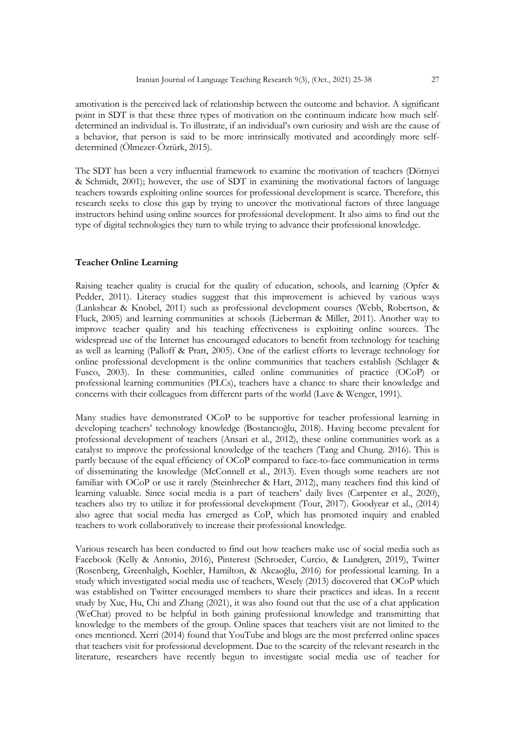amotivation is the perceived lack of relationship between the outcome and behavior. A significant point in SDT is that these three types of motivation on the continuum indicate how much self-determined an individual is. To illustrate, if an individual's own curiosity and wish are the cause of a behavior, that person is said to be more intrinsically motivated and accordingly more self-determined (Ölmezer-Öztürk, 2015).

The SDT has been a very influential framework to examine the motivation of teachers (Dörnyei & Schmidt, 2001); however, the use of SDT in examining the motivational factors of language teachers towards exploiting online sources for professional development is scarce. Therefore, this research seeks to close this gap by trying to uncover the motivational factors of three language instructors behind using online sources for professional development. It also aims to find out the type of digital technologies they turn to while trying to advance their professional knowledge.

**Teacher Online Learning**

Raising teacher quality is crucial for the quality of education, schools, and learning (Opfer & Pedder, 2011). Literacy studies suggest that this improvement is achieved by various ways (Lankshear & Knobel, 2011) such as professional development courses (Webb, Robertson, & Fluck, 2005) and learning communities at schools (Lieberman & Miller, 2011). Another way to improve teacher quality and his teaching effectiveness is exploiting online sources. The widespread use of the Internet has encouraged educators to benefit from technology for teaching as well as learning (Palloff & Pratt, 2005). One of the earliest efforts to leverage technology for online professional development is the online communities that teachers establish (Schlager & Fusco, 2003). In these communities, called online communities of practice (OCoP) or professional learning communities (PLCs), teachers have a chance to share their knowledge and concerns with their colleagues from different parts of the world (Lave & Wenger, 1991).

Many studies have demonstrated OCoP to be supportive for teacher professional learning in developing teachers' technology knowledge (Bostancıoğlu, 2018). Having become prevalent for professional development of teachers (Ansari et al., 2012), these online communities work as a catalyst to improve the professional knowledge of the teachers (Tang and Chung. 2016). This is partly because of the equal efficiency of OCoP compared to face-to-face communication in terms of disseminating the knowledge (McConnell et al., 2013). Even though some teachers are not familiar with OCoP or use it rarely (Steinbrecher & Hart, 2012), many teachers find this kind of learning valuable. Since social media is a part of teachers' daily lives (Carpenter et al., 2020), teachers also try to utilize it for professional development (Tour, 2017). Goodyear et al., (2014) also agree that social media has emerged as CoP, which has promoted inquiry and enabled teachers to work collaboratively to increase their professional knowledge.

Various research has been conducted to find out how teachers make use of social media such as Facebook (Kelly & Antonio, 2016), Pinterest (Schroeder, Curcio, & Lundgren, 2019), Twitter (Rosenberg, Greenhalgh, Koehler, Hamilton, & Akcaoğlu, 2016) for professional learning. In a study which investigated social media use of teachers, Wesely (2013) discovered that OCoP which was established on Twitter encouraged members to share their practices and ideas. In a recent study by Xue, Hu, Chi and Zhang (2021), it was also found out that the use of a chat application (WeChat) proved to be helpful in both gaining professional knowledge and transmitting that knowledge to the members of the group. Online spaces that teachers visit are not limited to the ones mentioned. Xerri (2014) found that YouTube and blogs are the most preferred online spaces that teachers visit for professional development. Due to the scarcity of the relevant research in the literature, researchers have recently begun to investigate social media use of teacher for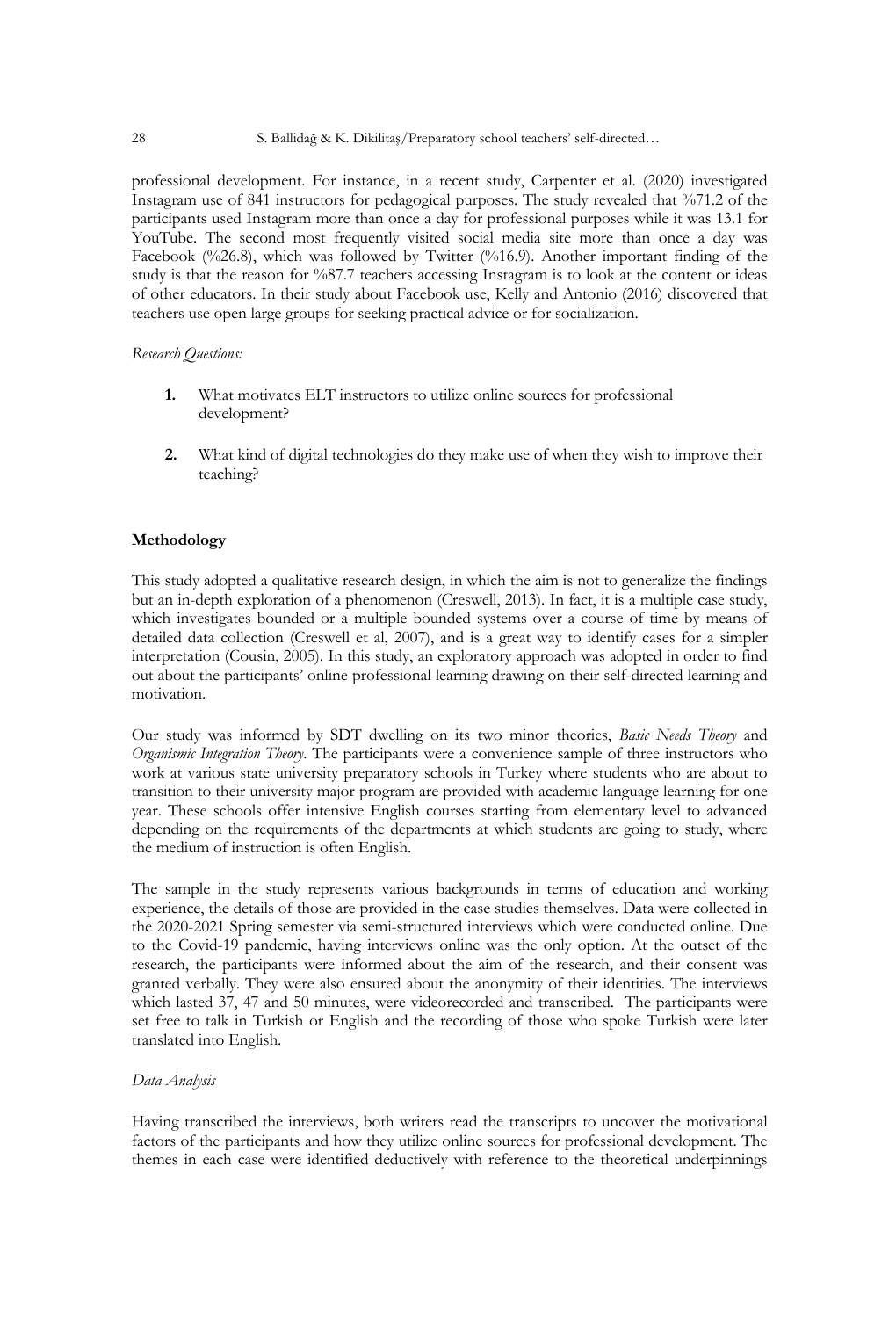professional development. For instance, in a recent study, Carpenter et al. (2020) investigated Instagram use of 841 instructors for pedagogical purposes. The study revealed that %71.2 of the participants used Instagram more than once a day for professional purposes while it was 13.1 for YouTube. The second most frequently visited social media site more than once a day was Facebook (%26.8), which was followed by Twitter (%16.9). Another important finding of the study is that the reason for %87.7 teachers accessing Instagram is to look at the content or ideas of other educators. In their study about Facebook use, Kelly and Antonio (2016) discovered that teachers use open large groups for seeking practical advice or for socialization.

*Research Questions:*

1. What motivates ELT instructors to utilize online sources for professional development?

2. What kind of digital technologies do they make use of when they wish to improve their teaching?

## Methodology

This study adopted a qualitative research design, in which the aim is not to generalize the findings but an in-depth exploration of a phenomenon (Creswell, 2013). In fact, it is a multiple case study, which investigates bounded or a multiple bounded systems over a course of time by means of detailed data collection (Creswell et al, 2007), and is a great way to identify cases for a simpler interpretation (Cousin, 2005). In this study, an exploratory approach was adopted in order to find out about the participants' online professional learning drawing on their self-directed learning and motivation.

Our study was informed by SDT dwelling on its two minor theories, *Basic Needs Theory* and *Organismic Integration Theory*. The participants were a convenience sample of three instructors who work at various state university preparatory schools in Turkey where students who are about to transition to their university major program are provided with academic language learning for one year. These schools offer intensive English courses starting from elementary level to advanced depending on the requirements of the departments at which students are going to study, where the medium of instruction is often English.

The sample in the study represents various backgrounds in terms of education and working experience, the details of those are provided in the case studies themselves. Data were collected in the 2020-2021 Spring semester via semi-structured interviews which were conducted online. Due to the Covid-19 pandemic, having interviews online was the only option. At the outset of the research, the participants were informed about the aim of the research, and their consent was granted verbally. They were also ensured about the anonymity of their identities. The interviews which lasted 37, 47 and 50 minutes, were videorecorded and transcribed. The participants were set free to talk in Turkish or English and the recording of those who spoke Turkish were later translated into English.

### *Data Analysis*

Having transcribed the interviews, both writers read the transcripts to uncover the motivational factors of the participants and how they utilize online sources for professional development. The themes in each case were identified deductively with reference to the theoretical underpinnings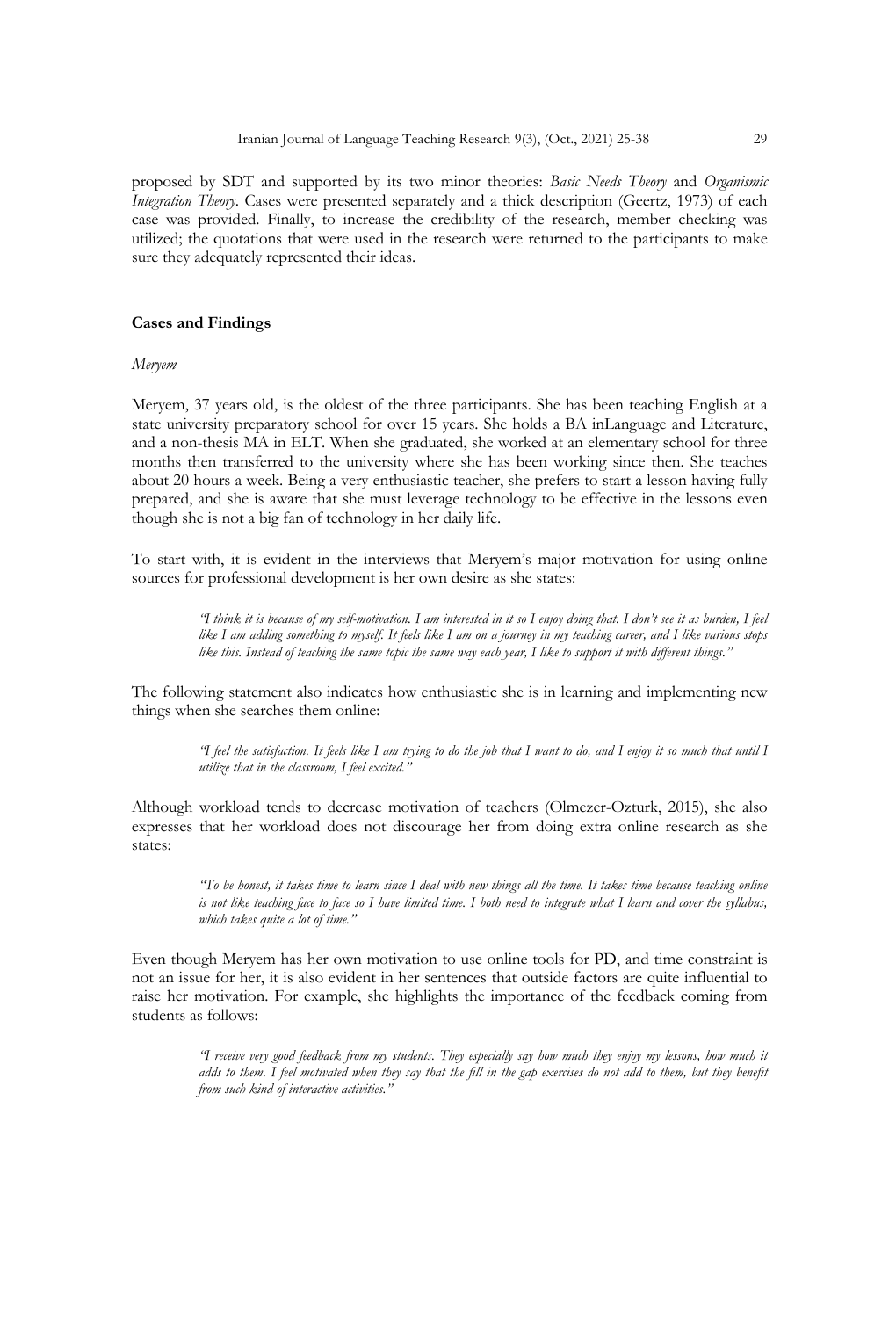proposed by SDT and supported by its two minor theories: *Basic Needs Theory* and *Organismic Integration Theory*. Cases were presented separately and a thick description (Geertz, 1973) of each case was provided. Finally, to increase the credibility of the research, member checking was utilized; the quotations that were used in the research were returned to the participants to make sure they adequately represented their ideas.

## Cases and Findings

### *Meryem*

Meryem, 37 years old, is the oldest of the three participants. She has been teaching English at a state university preparatory school for over 15 years. She holds a BA inLanguage and Literature, and a non-thesis MA in ELT. When she graduated, she worked at an elementary school for three months then transferred to the university where she has been working since then. She teaches about 20 hours a week. Being a very enthusiastic teacher, she prefers to start a lesson having fully prepared, and she is aware that she must leverage technology to be effective in the lessons even though she is not a big fan of technology in her daily life.

To start with, it is evident in the interviews that Meryem's major motivation for using online sources for professional development is her own desire as she states:

> *"I think it is because of my self-motivation. I am interested in it so I enjoy doing that. I don't see it as burden, I feel like I am adding something to myself. It feels like I am on a journey in my teaching career, and I like various stops like this. Instead of teaching the same topic the same way each year, I like to support it with different things."*

The following statement also indicates how enthusiastic she is in learning and implementing new things when she searches them online:

> *"I feel the satisfaction. It feels like I am trying to do the job that I want to do, and I enjoy it so much that until I utilize that in the classroom, I feel excited."*

Although workload tends to decrease motivation of teachers (Olmezer-Ozturk, 2015), she also expresses that her workload does not discourage her from doing extra online research as she states:

> *"To be honest, it takes time to learn since I deal with new things all the time. It takes time because teaching online is not like teaching face to face so I have limited time. I both need to integrate what I learn and cover the syllabus, which takes quite a lot of time."*

Even though Meryem has her own motivation to use online tools for PD, and time constraint is not an issue for her, it is also evident in her sentences that outside factors are quite influential to raise her motivation. For example, she highlights the importance of the feedback coming from students as follows:

> *"I receive very good feedback from my students. They especially say how much they enjoy my lessons, how much it adds to them. I feel motivated when they say that the fill in the gap exercises do not add to them, but they benefit from such kind of interactive activities."*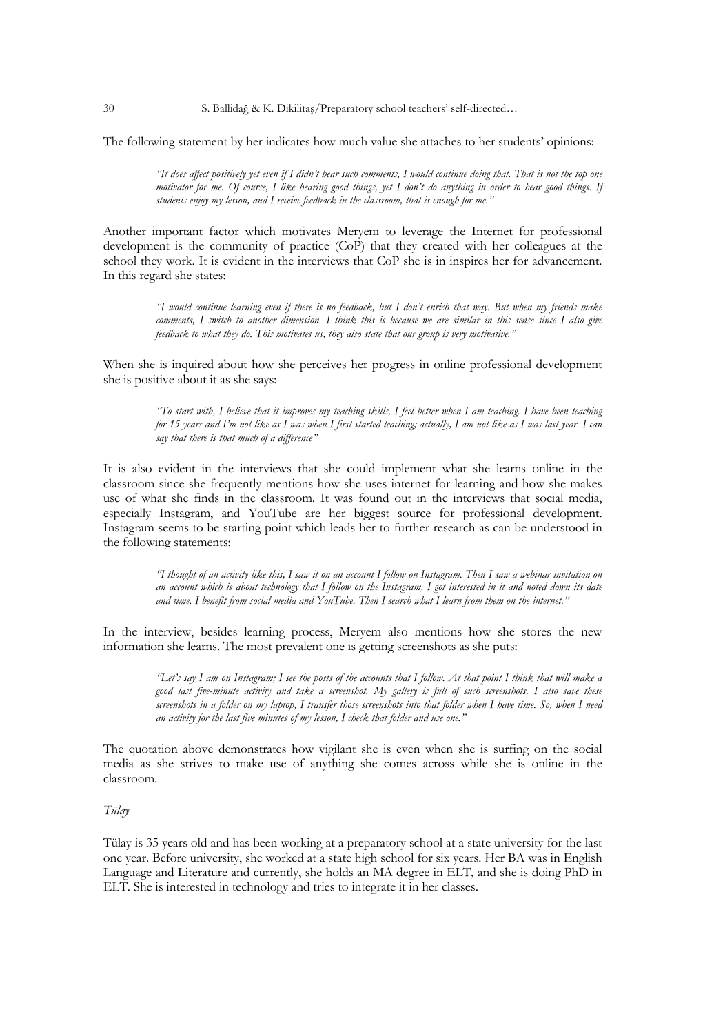The following statement by her indicates how much value she attaches to her students' opinions:

> *"It does affect positively yet even if I didn't hear such comments, I would continue doing that. That is not the top one motivator for me. Of course, I like hearing good things, yet I don't do anything in order to hear good things. If students enjoy my lesson, and I receive feedback in the classroom, that is enough for me."*

Another important factor which motivates Meryem to leverage the Internet for professional development is the community of practice (CoP) that they created with her colleagues at the school they work. It is evident in the interviews that CoP she is in inspires her for advancement. In this regard she states:

> *"I would continue learning even if there is no feedback, but I don't enrich that way. But when my friends make comments, I switch to another dimension. I think this is because we are similar in this sense since I also give feedback to what they do. This motivates us, they also state that our group is very motivative."*

When she is inquired about how she perceives her progress in online professional development she is positive about it as she says:

> *"To start with, I believe that it improves my teaching skills, I feel better when I am teaching. I have been teaching for 15 years and I'm not like as I was when I first started teaching; actually, I am not like as I was last year. I can say that there is that much of a difference"*

It is also evident in the interviews that she could implement what she learns online in the classroom since she frequently mentions how she uses internet for learning and how she makes use of what she finds in the classroom. It was found out in the interviews that social media, especially Instagram, and YouTube are her biggest source for professional development. Instagram seems to be starting point which leads her to further research as can be understood in the following statements:

> *"I thought of an activity like this, I saw it on an account I follow on Instagram. Then I saw a webinar invitation on an account which is about technology that I follow on the Instagram, I got interested in it and noted down its date and time. I benefit from social media and YouTube. Then I search what I learn from them on the internet."*

In the interview, besides learning process, Meryem also mentions how she stores the new information she learns. The most prevalent one is getting screenshots as she puts:

> *"Let's say I am on Instagram; I see the posts of the accounts that I follow. At that point I think that will make a good last five-minute activity and take a screenshot. My gallery is full of such screenshots. I also save these screenshots in a folder on my laptop, I transfer those screenshots into that folder when I have time. So, when I need an activity for the last five minutes of my lesson, I check that folder and use one."*

The quotation above demonstrates how vigilant she is even when she is surfing on the social media as she strives to make use of anything she comes across while she is online in the classroom.

*Tülay*

Tülay is 35 years old and has been working at a preparatory school at a state university for the last one year. Before university, she worked at a state high school for six years. Her BA was in English Language and Literature and currently, she holds an MA degree in ELT, and she is doing PhD in ELT. She is interested in technology and tries to integrate it in her classes.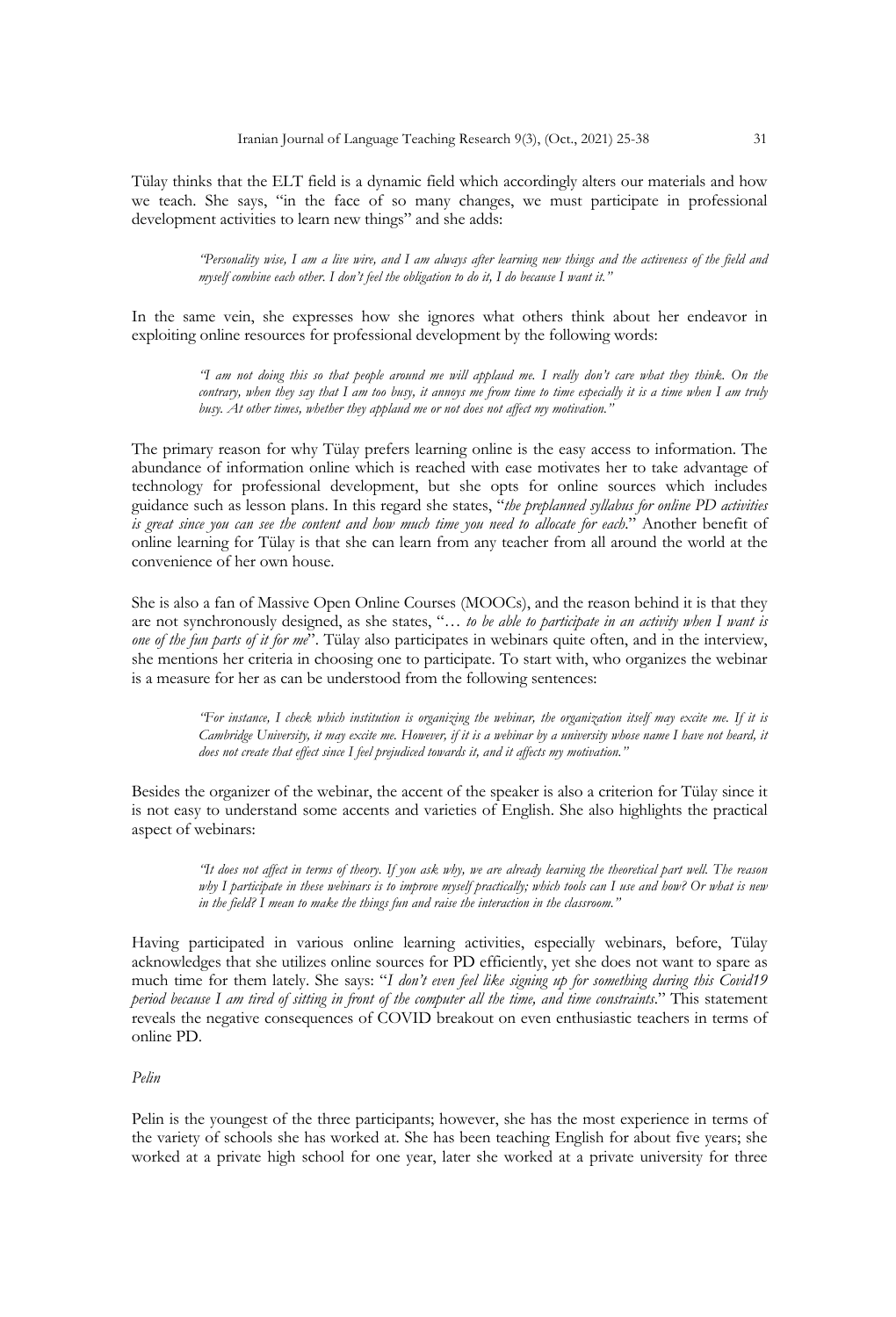Tülay thinks that the ELT field is a dynamic field which accordingly alters our materials and how we teach. She says, "in the face of so many changes, we must participate in professional development activities to learn new things" and she adds:

> *"Personality wise, I am a live wire, and I am always after learning new things and the activeness of the field and myself combine each other. I don't feel the obligation to do it, I do because I want it."*

In the same vein, she expresses how she ignores what others think about her endeavor in exploiting online resources for professional development by the following words:

> *"I am not doing this so that people around me will applaud me. I really don't care what they think. On the contrary, when they say that I am too busy, it annoys me from time to time especially it is a time when I am truly busy. At other times, whether they applaud me or not does not affect my motivation."*

The primary reason for why Tülay prefers learning online is the easy access to information. The abundance of information online which is reached with ease motivates her to take advantage of technology for professional development, but she opts for online sources which includes guidance such as lesson plans. In this regard she states, "*the preplanned syllabus for online PD activities is great since you can see the content and how much time you need to allocate for each*." Another benefit of online learning for Tülay is that she can learn from any teacher from all around the world at the convenience of her own house.

She is also a fan of Massive Open Online Courses (MOOCs), and the reason behind it is that they are not synchronously designed, as she states, "*… to be able to participate in an activity when I want is one of the fun parts of it for me*". Tülay also participates in webinars quite often, and in the interview, she mentions her criteria in choosing one to participate. To start with, who organizes the webinar is a measure for her as can be understood from the following sentences:

> *"For instance, I check which institution is organizing the webinar, the organization itself may excite me. If it is Cambridge University, it may excite me. However, if it is a webinar by a university whose name I have not heard, it does not create that effect since I feel prejudiced towards it, and it affects my motivation."*

Besides the organizer of the webinar, the accent of the speaker is also a criterion for Tülay since it is not easy to understand some accents and varieties of English. She also highlights the practical aspect of webinars:

> *"It does not affect in terms of theory. If you ask why, we are already learning the theoretical part well. The reason why I participate in these webinars is to improve myself practically; which tools can I use and how? Or what is new in the field? I mean to make the things fun and raise the interaction in the classroom."*

Having participated in various online learning activities, especially webinars, before, Tülay acknowledges that she utilizes online sources for PD efficiently, yet she does not want to spare as much time for them lately. She says: "*I don't even feel like signing up for something during this Covid19 period because I am tired of sitting in front of the computer all the time, and time constraints*." This statement reveals the negative consequences of COVID breakout on even enthusiastic teachers in terms of online PD.

*Pelin*

Pelin is the youngest of the three participants; however, she has the most experience in terms of the variety of schools she has worked at. She has been teaching English for about five years; she worked at a private high school for one year, later she worked at a private university for three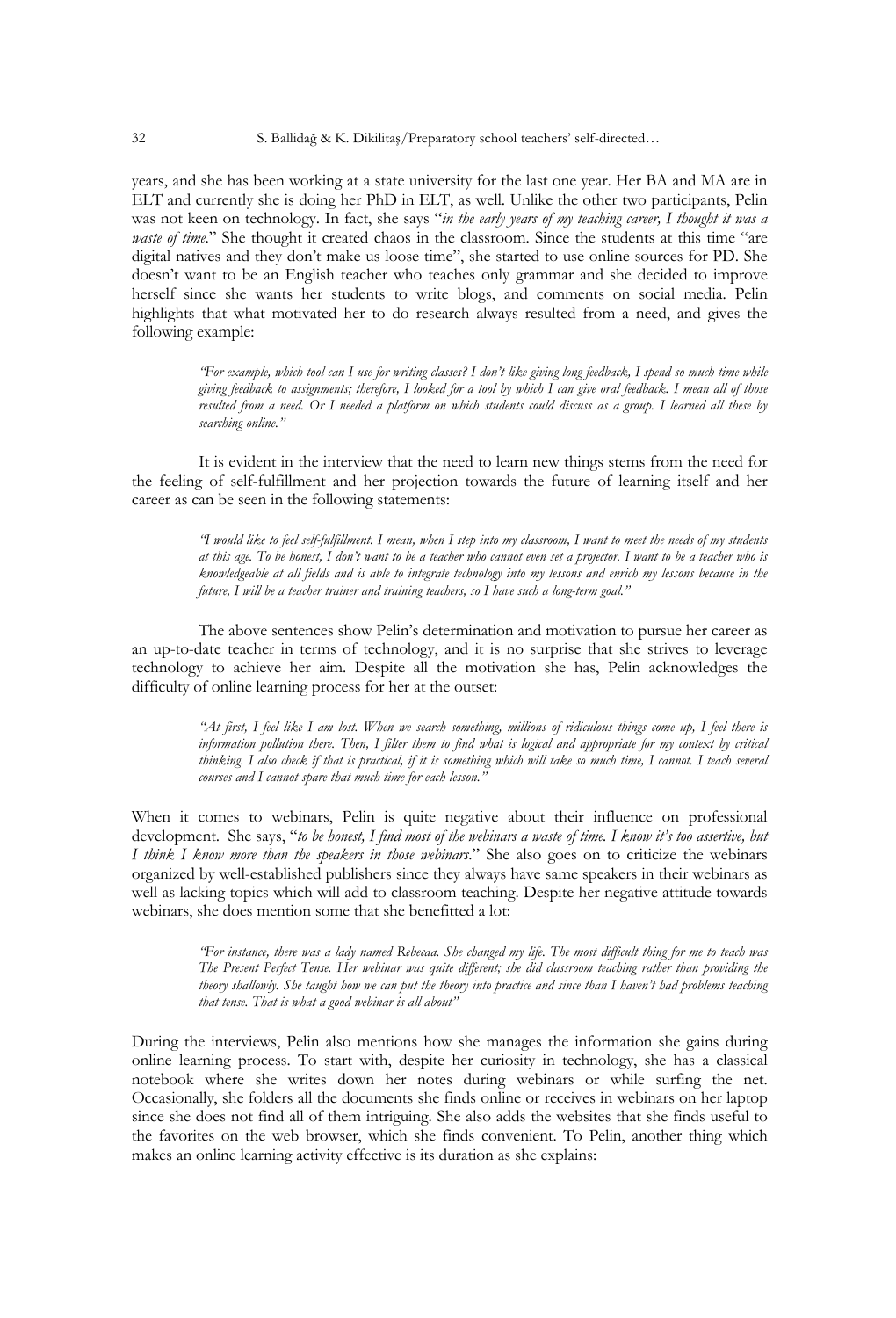years, and she has been working at a state university for the last one year. Her BA and MA are in ELT and currently she is doing her PhD in ELT, as well. Unlike the other two participants, Pelin was not keen on technology. In fact, she says "*in the early years of my teaching career, I thought it was a waste of time*." She thought it created chaos in the classroom. Since the students at this time "are digital natives and they don't make us loose time", she started to use online sources for PD. She doesn't want to be an English teacher who teaches only grammar and she decided to improve herself since she wants her students to write blogs, and comments on social media. Pelin highlights that what motivated her to do research always resulted from a need, and gives the following example:

> *"For example, which tool can I use for writing classes? I don't like giving long feedback, I spend so much time while giving feedback to assignments; therefore, I looked for a tool by which I can give oral feedback. I mean all of those resulted from a need. Or I needed a platform on which students could discuss as a group. I learned all these by searching online."*

It is evident in the interview that the need to learn new things stems from the need for the feeling of self-fulfillment and her projection towards the future of learning itself and her career as can be seen in the following statements:

> *"I would like to feel self-fulfillment. I mean, when I step into my classroom, I want to meet the needs of my students at this age. To be honest, I don't want to be a teacher who cannot even set a projector. I want to be a teacher who is knowledgeable at all fields and is able to integrate technology into my lessons and enrich my lessons because in the future, I will be a teacher trainer and training teachers, so I have such a long-term goal."*

The above sentences show Pelin's determination and motivation to pursue her career as an up-to-date teacher in terms of technology, and it is no surprise that she strives to leverage technology to achieve her aim. Despite all the motivation she has, Pelin acknowledges the difficulty of online learning process for her at the outset:

> *"At first, I feel like I am lost. When we search something, millions of ridiculous things come up, I feel there is information pollution there. Then, I filter them to find what is logical and appropriate for my context by critical thinking. I also check if that is practical, if it is something which will take so much time, I cannot. I teach several courses and I cannot spare that much time for each lesson."*

When it comes to webinars, Pelin is quite negative about their influence on professional development. She says, "*to be honest, I find most of the webinars a waste of time. I know it's too assertive, but I think I know more than the speakers in those webinars*." She also goes on to criticize the webinars organized by well-established publishers since they always have same speakers in their webinars as well as lacking topics which will add to classroom teaching. Despite her negative attitude towards webinars, she does mention some that she benefitted a lot:

> *"For instance, there was a lady named Rebecaa. She changed my life. The most difficult thing for me to teach was The Present Perfect Tense. Her webinar was quite different; she did classroom teaching rather than providing the theory shallowly. She taught how we can put the theory into practice and since than I haven't had problems teaching that tense. That is what a good webinar is all about"*

During the interviews, Pelin also mentions how she manages the information she gains during online learning process. To start with, despite her curiosity in technology, she has a classical notebook where she writes down her notes during webinars or while surfing the net. Occasionally, she folders all the documents she finds online or receives in webinars on her laptop since she does not find all of them intriguing. She also adds the websites that she finds useful to the favorites on the web browser, which she finds convenient. To Pelin, another thing which makes an online learning activity effective is its duration as she explains: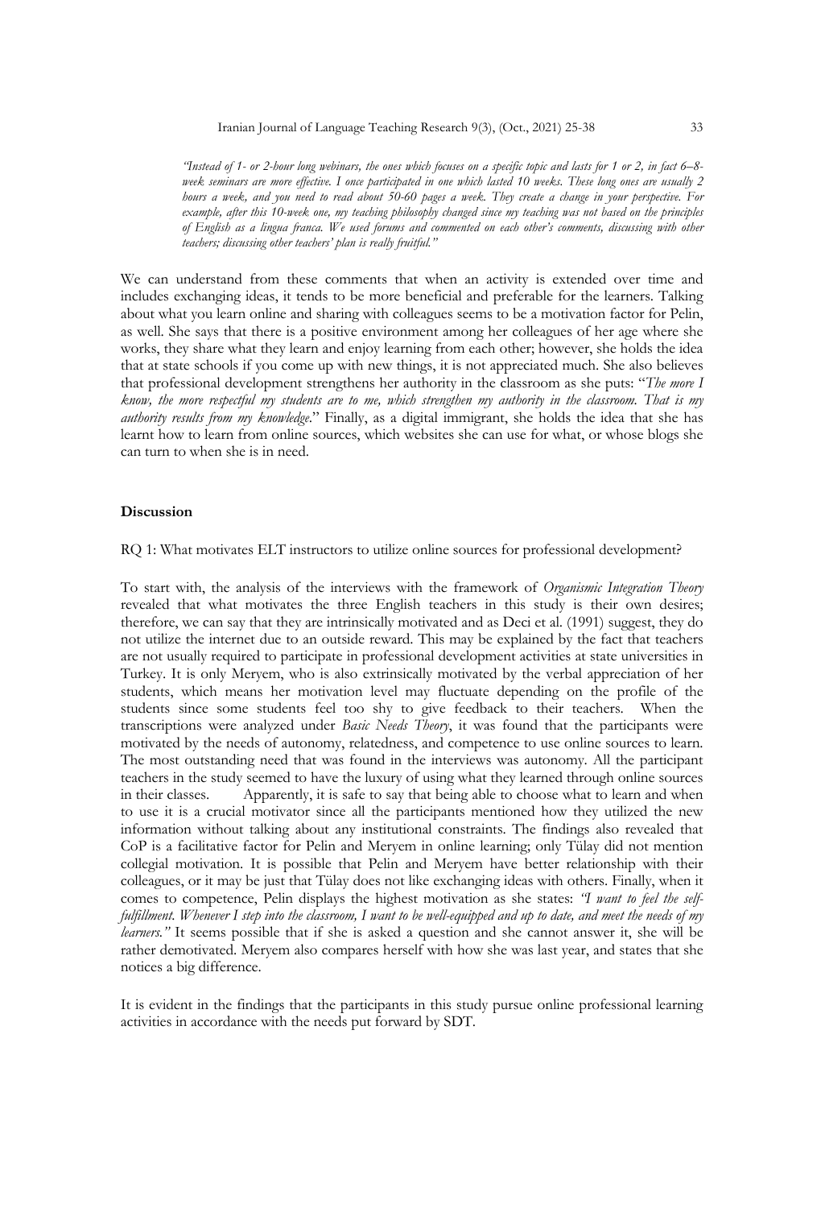*"Instead of 1- or 2-hour long webinars, the ones which focuses on a specific topic and lasts for 1 or 2, in fact 6–8-week seminars are more effective. I once participated in one which lasted 10 weeks. These long ones are usually 2 hours a week, and you need to read about 50-60 pages a week. They create a change in your perspective. For example, after this 10-week one, my teaching philosophy changed since my teaching was not based on the principles of English as a lingua franca. We used forums and commented on each other's comments, discussing with other teachers; discussing other teachers' plan is really fruitful."*

We can understand from these comments that when an activity is extended over time and includes exchanging ideas, it tends to be more beneficial and preferable for the learners. Talking about what you learn online and sharing with colleagues seems to be a motivation factor for Pelin, as well. She says that there is a positive environment among her colleagues of her age where she works, they share what they learn and enjoy learning from each other; however, she holds the idea that at state schools if you come up with new things, it is not appreciated much. She also believes that professional development strengthens her authority in the classroom as she puts: "*The more I know, the more respectful my students are to me, which strengthen my authority in the classroom. That is my authority results from my knowledge*." Finally, as a digital immigrant, she holds the idea that she has learnt how to learn from online sources, which websites she can use for what, or whose blogs she can turn to when she is in need.

## Discussion

RQ 1: What motivates ELT instructors to utilize online sources for professional development?

To start with, the analysis of the interviews with the framework of *Organismic Integration Theory* revealed that what motivates the three English teachers in this study is their own desires; therefore, we can say that they are intrinsically motivated and as Deci et al. (1991) suggest, they do not utilize the internet due to an outside reward. This may be explained by the fact that teachers are not usually required to participate in professional development activities at state universities in Turkey. It is only Meryem, who is also extrinsically motivated by the verbal appreciation of her students, which means her motivation level may fluctuate depending on the profile of the students since some students feel too shy to give feedback to their teachers. When the transcriptions were analyzed under *Basic Needs Theory*, it was found that the participants were motivated by the needs of autonomy, relatedness, and competence to use online sources to learn. The most outstanding need that was found in the interviews was autonomy. All the participant teachers in the study seemed to have the luxury of using what they learned through online sources in their classes. Apparently, it is safe to say that being able to choose what to learn and when to use it is a crucial motivator since all the participants mentioned how they utilized the new information without talking about any institutional constraints. The findings also revealed that CoP is a facilitative factor for Pelin and Meryem in online learning; only Tülay did not mention collegial motivation. It is possible that Pelin and Meryem have better relationship with their colleagues, or it may be just that Tülay does not like exchanging ideas with others. Finally, when it comes to competence, Pelin displays the highest motivation as she states: *"I want to feel the self-fulfillment. Whenever I step into the classroom, I want to be well-equipped and up to date, and meet the needs of my learners."* It seems possible that if she is asked a question and she cannot answer it, she will be rather demotivated. Meryem also compares herself with how she was last year, and states that she notices a big difference.

It is evident in the findings that the participants in this study pursue online professional learning activities in accordance with the needs put forward by SDT.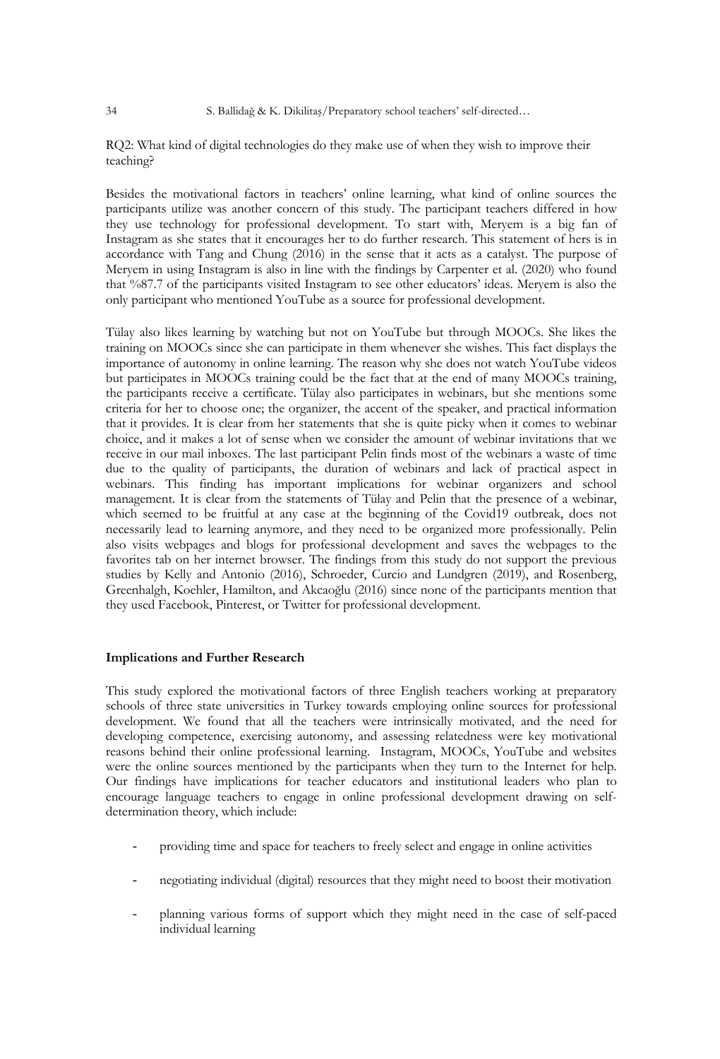RQ2: What kind of digital technologies do they make use of when they wish to improve their teaching?

Besides the motivational factors in teachers' online learning, what kind of online sources the participants utilize was another concern of this study. The participant teachers differed in how they use technology for professional development. To start with, Meryem is a big fan of Instagram as she states that it encourages her to do further research. This statement of hers is in accordance with Tang and Chung (2016) in the sense that it acts as a catalyst. The purpose of Meryem in using Instagram is also in line with the findings by Carpenter et al. (2020) who found that %87.7 of the participants visited Instagram to see other educators' ideas. Meryem is also the only participant who mentioned YouTube as a source for professional development.

Tülay also likes learning by watching but not on YouTube but through MOOCs. She likes the training on MOOCs since she can participate in them whenever she wishes. This fact displays the importance of autonomy in online learning. The reason why she does not watch YouTube videos but participates in MOOCs training could be the fact that at the end of many MOOCs training, the participants receive a certificate. Tülay also participates in webinars, but she mentions some criteria for her to choose one; the organizer, the accent of the speaker, and practical information that it provides. It is clear from her statements that she is quite picky when it comes to webinar choice, and it makes a lot of sense when we consider the amount of webinar invitations that we receive in our mail inboxes. The last participant Pelin finds most of the webinars a waste of time due to the quality of participants, the duration of webinars and lack of practical aspect in webinars. This finding has important implications for webinar organizers and school management. It is clear from the statements of Tülay and Pelin that the presence of a webinar, which seemed to be fruitful at any case at the beginning of the Covid19 outbreak, does not necessarily lead to learning anymore, and they need to be organized more professionally. Pelin also visits webpages and blogs for professional development and saves the webpages to the favorites tab on her internet browser. The findings from this study do not support the previous studies by Kelly and Antonio (2016), Schroeder, Curcio and Lundgren (2019), and Rosenberg, Greenhalgh, Koehler, Hamilton, and Akcaoğlu (2016) since none of the participants mention that they used Facebook, Pinterest, or Twitter for professional development.

## Implications and Further Research

This study explored the motivational factors of three English teachers working at preparatory schools of three state universities in Turkey towards employing online sources for professional development. We found that all the teachers were intrinsically motivated, and the need for developing competence, exercising autonomy, and assessing relatedness were key motivational reasons behind their online professional learning. Instagram, MOOCs, YouTube and websites were the online sources mentioned by the participants when they turn to the Internet for help. Our findings have implications for teacher educators and institutional leaders who plan to encourage language teachers to engage in online professional development drawing on self-determination theory, which include:

- providing time and space for teachers to freely select and engage in online activities
- negotiating individual (digital) resources that they might need to boost their motivation
- planning various forms of support which they might need in the case of self-paced individual learning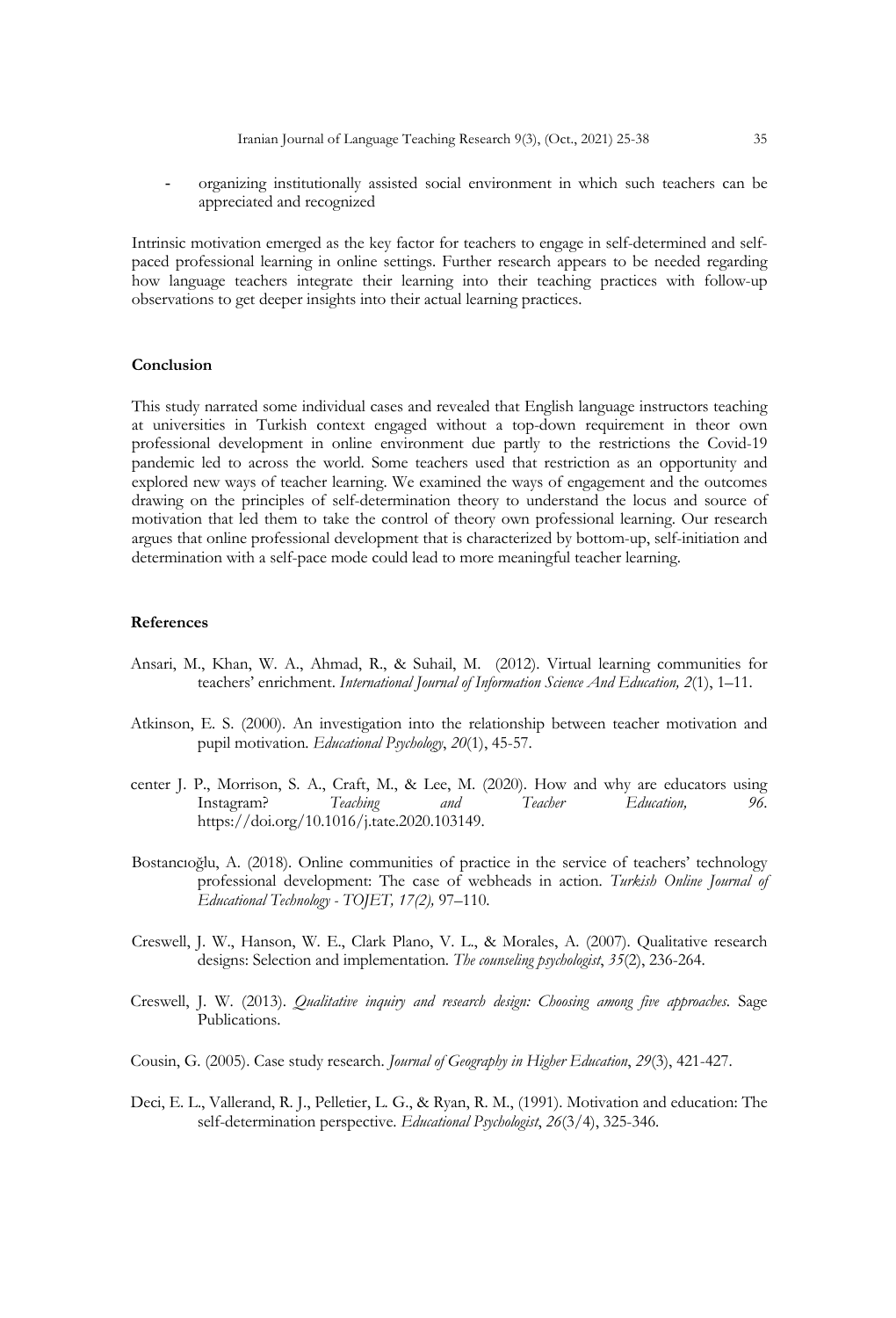- organizing institutionally assisted social environment in which such teachers can be appreciated and recognized

Intrinsic motivation emerged as the key factor for teachers to engage in self-determined and self-paced professional learning in online settings. Further research appears to be needed regarding how language teachers integrate their learning into their teaching practices with follow-up observations to get deeper insights into their actual learning practices.

## Conclusion

This study narrated some individual cases and revealed that English language instructors teaching at universities in Turkish context engaged without a top-down requirement in theor own professional development in online environment due partly to the restrictions the Covid-19 pandemic led to across the world. Some teachers used that restriction as an opportunity and explored new ways of teacher learning. We examined the ways of engagement and the outcomes drawing on the principles of self-determination theory to understand the locus and source of motivation that led them to take the control of theory own professional learning. Our research argues that online professional development that is characterized by bottom-up, self-initiation and determination with a self-pace mode could lead to more meaningful teacher learning.

## References

Ansari, M., Khan, W. A., Ahmad, R., & Suhail, M. (2012). Virtual learning communities for teachers' enrichment. *International Journal of Information Science And Education, 2*(1), 1–11.

Atkinson, E. S. (2000). An investigation into the relationship between teacher motivation and pupil motivation. *Educational Psychology*, *20*(1), 45-57.

center J. P., Morrison, S. A., Craft, M., & Lee, M. (2020). How and why are educators using Instagram? *Teaching and Teacher Education, 96*. https://doi.org/10.1016/j.tate.2020.103149.

Bostancıoğlu, A. (2018). Online communities of practice in the service of teachers' technology professional development: The case of webheads in action. *Turkish Online Journal of Educational Technology - TOJET, 17(2),* 97–110.

Creswell, J. W., Hanson, W. E., Clark Plano, V. L., & Morales, A. (2007). Qualitative research designs: Selection and implementation. *The counseling psychologist*, *35*(2), 236-264.

Creswell, J. W. (2013). *Qualitative inquiry and research design: Choosing among five approaches*. Sage Publications.

Cousin, G. (2005). Case study research. *Journal of Geography in Higher Education*, *29*(3), 421-427.

Deci, E. L., Vallerand, R. J., Pelletier, L. G., & Ryan, R. M., (1991). Motivation and education: The self-determination perspective. *Educational Psychologist*, *26*(3/4), 325-346.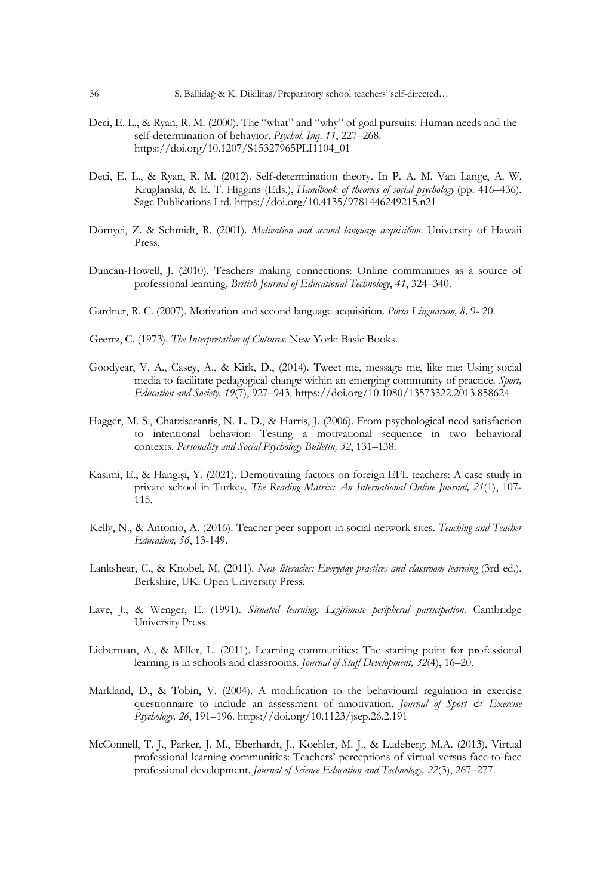Deci, E. L., & Ryan, R. M. (2000). The "what" and "why" of goal pursuits: Human needs and the self-determination of behavior. *Psychol. Inq*. *11*, 227–268. https://doi.org/10.1207/S15327965PLI1104_01

Deci, E. L., & Ryan, R. M. (2012). Self-determination theory. In P. A. M. Van Lange, A. W. Kruglanski, & E. T. Higgins (Eds.), *Handbook of theories of social psychology* (pp. 416–436). Sage Publications Ltd. https://doi.org/10.4135/9781446249215.n21

Dörnyei, Z. & Schmidt, R. (2001). *Motivation and second language acquisition*. University of Hawaii Press.

Duncan-Howell, J. (2010). Teachers making connections: Online communities as a source of professional learning. *British Journal of Educational Technology*, *41*, 324–340.

Gardner, R. C. (2007). Motivation and second language acquisition. *Porta Linguarum, 8,* 9- 20.

Geertz, C. (1973). *The Interpretation of Cultures*. New York: Basic Books.

Goodyear, V. A., Casey, A., & Kirk, D., (2014). Tweet me, message me, like me: Using social media to facilitate pedagogical change within an emerging community of practice. *Sport, Education and Society, 19*(7), 927–943. https://doi.org/10.1080/13573322.2013.858624

Hagger, M. S., Chatzisarantis, N. L. D., & Harris, J. (2006). From psychological need satisfaction to intentional behavior: Testing a motivational sequence in two behavioral contexts. *Personality and Social Psychology Bulletin, 32*, 131–138.

Kasimi, E., & Hangişi, Y. (2021). Demotivating factors on foreign EFL teachers: A case study in private school in Turkey. *The Reading Matrix: An International Online Journal, 21*(1), 107-115.

Kelly, N., & Antonio, A. (2016). Teacher peer support in social network sites. *Teaching and Teacher Education, 56*, 13-149.

Lankshear, C., & Knobel, M. (2011). *New literacies: Everyday practices and classroom learning* (3rd ed.). Berkshire, UK: Open University Press.

Lave, J., & Wenger, E. (1991). *Situated learning: Legitimate peripheral participation*. Cambridge University Press.

Lieberman, A., & Miller, L. (2011). Learning communities: The starting point for professional learning is in schools and classrooms. *Journal of Staff Development, 32*(4), 16–20.

Markland, D., & Tobin, V. (2004). A modification to the behavioural regulation in exercise questionnaire to include an assessment of amotivation. *Journal of Sport & Exercise Psychology, 26*, 191–196. https://doi.org/10.1123/jsep.26.2.191

McConnell, T. J., Parker, J. M., Eberhardt, J., Koehler, M. J., & Ludeberg, M.A. (2013). Virtual professional learning communities: Teachers' perceptions of virtual versus face-to-face professional development. *Journal of Science Education and Technology, 22*(3), 267–277.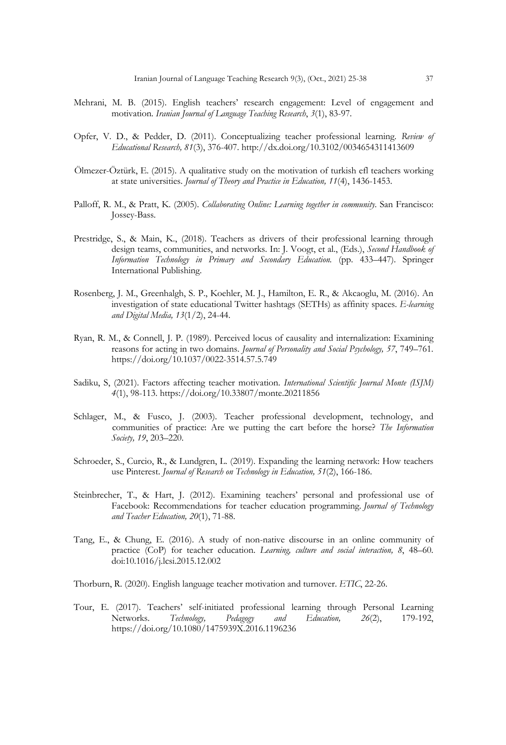Mehrani, M. B. (2015). English teachers' research engagement: Level of engagement and motivation. *Iranian Journal of Language Teaching Research*, *3*(1), 83-97.

Opfer, V. D., & Pedder, D. (2011). Conceptualizing teacher professional learning. *Review of Educational Research, 81*(3), 376-407. http://dx.doi.org/10.3102/0034654311413609

Ölmezer-Öztürk, E. (2015). A qualitative study on the motivation of turkish efl teachers working at state universities. *Journal of Theory and Practice in Education, 11*(4), 1436-1453.

Palloff, R. M., & Pratt, K. (2005). *Collaborating Online: Learning together in community*. San Francisco: Jossey-Bass.

Prestridge, S., & Main, K., (2018). Teachers as drivers of their professional learning through design teams, communities, and networks. In: J. Voogt, et al., (Eds.), *Second Handbook of Information Technology in Primary and Secondary Education*. (pp. 433–447). Springer International Publishing.

Rosenberg, J. M., Greenhalgh, S. P., Koehler, M. J., Hamilton, E. R., & Akcaoglu, M. (2016). An investigation of state educational Twitter hashtags (SETHs) as affinity spaces. *E-learning and Digital Media, 13*(1/2), 24-44.

Ryan, R. M., & Connell, J. P. (1989). Perceived locus of causality and internalization: Examining reasons for acting in two domains. *Journal of Personality and Social Psychology, 57*, 749–761. https://doi.org/10.1037/0022-3514.57.5.749

Sadiku, S, (2021). Factors affecting teacher motivation. *International Scientific Journal Monte (ISJM) 4*(1), 98-113. https://doi.org/10.33807/monte.20211856

Schlager, M., & Fusco, J. (2003). Teacher professional development, technology, and communities of practice: Are we putting the cart before the horse? *The Information Society, 19*, 203–220.

Schroeder, S., Curcio, R., & Lundgren, L. (2019). Expanding the learning network: How teachers use Pinterest. *Journal of Research on Technology in Education, 51*(2), 166-186.

Steinbrecher, T., & Hart, J. (2012). Examining teachers' personal and professional use of Facebook: Recommendations for teacher education programming. *Journal of Technology and Teacher Education, 20*(1), 71-88.

Tang, E., & Chung, E. (2016). A study of non-native discourse in an online community of practice (CoP) for teacher education. *Learning, culture and social interaction, 8*, 48–60. doi:10.1016/j.lcsi.2015.12.002

Thorburn, R. (2020). English language teacher motivation and turnover. *ETIC*, 22-26.

Tour, E. (2017). Teachers' self-initiated professional learning through Personal Learning Networks. *Technology, Pedagogy and Education, 26*(2), 179-192, https://doi.org/10.1080/1475939X.2016.1196236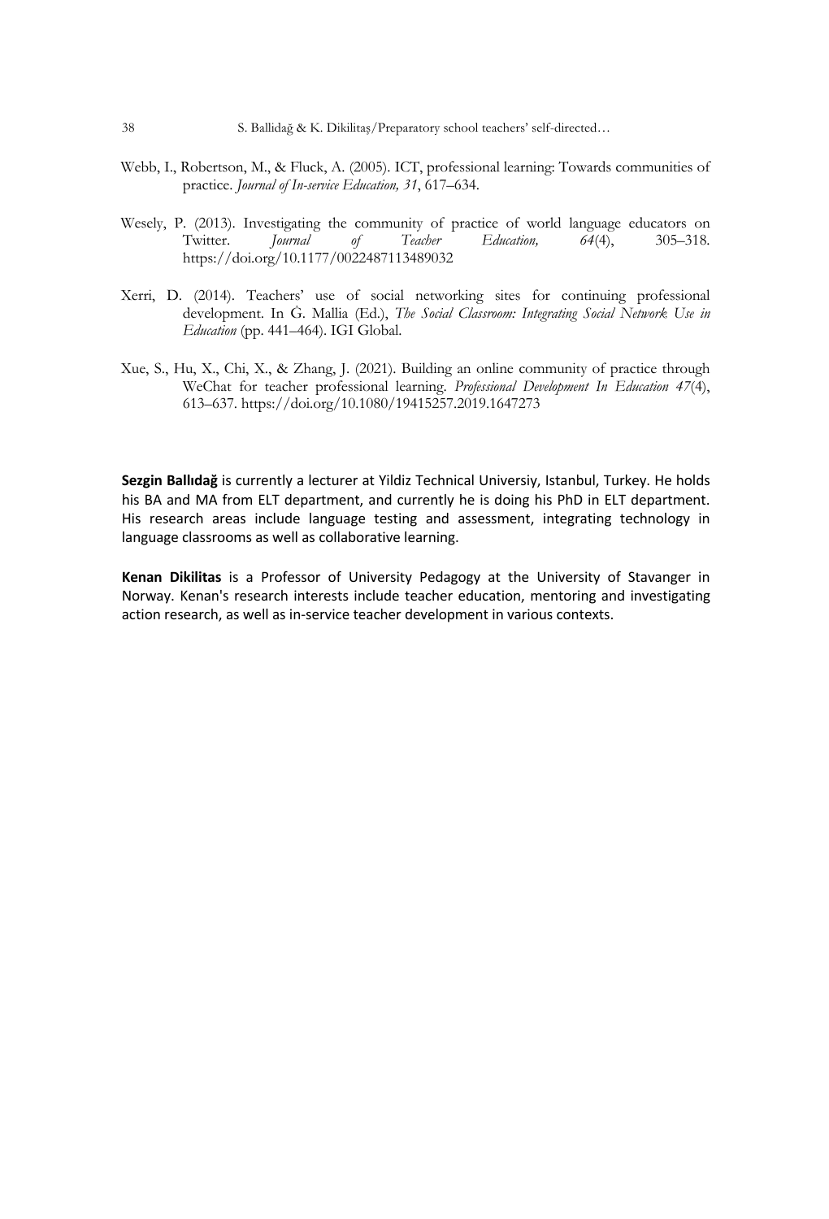Webb, I., Robertson, M., & Fluck, A. (2005). ICT, professional learning: Towards communities of practice. *Journal of In-service Education, 31*, 617–634.

Wesely, P. (2013). Investigating the community of practice of world language educators on Twitter. *Journal of Teacher Education, 64*(4), 305–318. https://doi.org/10.1177/0022487113489032

Xerri, D. (2014). Teachers' use of social networking sites for continuing professional development. In G. Mallia (Ed.), *The Social Classroom: Integrating Social Network Use in Education* (pp. 441–464). IGI Global.

Xue, S., Hu, X., Chi, X., & Zhang, J. (2021). Building an online community of practice through WeChat for teacher professional learning. *Professional Development In Education 47*(4), 613–637. https://doi.org/10.1080/19415257.2019.1647273

**Sezgin Ballıdağ** is currently a lecturer at Yildiz Technical Universiy, Istanbul, Turkey. He holds his BA and MA from ELT department, and currently he is doing his PhD in ELT department. His research areas include language testing and assessment, integrating technology in language classrooms as well as collaborative learning.

**Kenan Dikilitas** is a Professor of University Pedagogy at the University of Stavanger in Norway. Kenan's research interests include teacher education, mentoring and investigating action research, as well as in-service teacher development in various contexts.